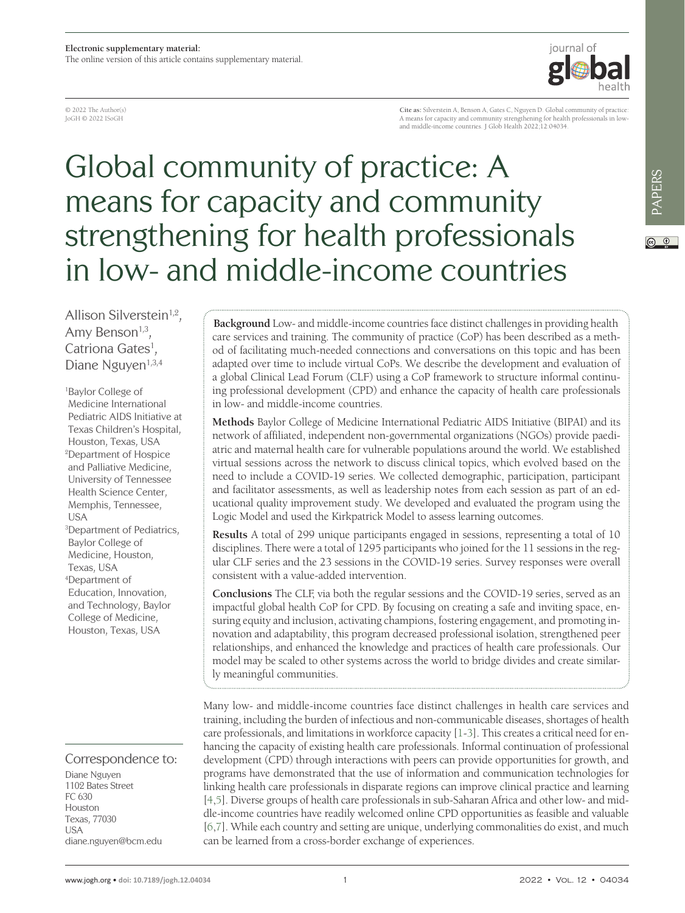Electronic supplementary material:
The online version of this article contains supplementary material.

© 2022 The Author(s)
JoGH © 2022 ISoGH

**Cite as:** Silverstein A, Benson A, Gates C, Nguyen D. Global community of practice: A means for capacity and community strengthening for health professionals in low- and middle-income countries. J Glob Health 2022;12:04034.

# Global community of practice: A means for capacity and community strengthening for health professionals in low- and middle-income countries

Allison Silverstein[1,2], Amy Benson[1,3], Catriona Gates[1], Diane Nguyen[1,3,4]

[1]Baylor College of Medicine International Pediatric AIDS Initiative at Texas Children's Hospital, Houston, Texas, USA
[2]Department of Hospice and Palliative Medicine, University of Tennessee Health Science Center, Memphis, Tennessee, USA
[3]Department of Pediatrics, Baylor College of Medicine, Houston, Texas, USA
[4]Department of Education, Innovation, and Technology, Baylor College of Medicine, Houston, Texas, USA

**Background** Low- and middle-income countries face distinct challenges in providing health care services and training. The community of practice (CoP) has been described as a method of facilitating much-needed connections and conversations on this topic and has been adapted over time to include virtual CoPs. We describe the development and evaluation of a global Clinical Lead Forum (CLF) using a CoP framework to structure informal continuing professional development (CPD) and enhance the capacity of health care professionals in low- and middle-income countries.

**Methods** Baylor College of Medicine International Pediatric AIDS Initiative (BIPAI) and its network of affiliated, independent non-governmental organizations (NGOs) provide paediatric and maternal health care for vulnerable populations around the world. We established virtual sessions across the network to discuss clinical topics, which evolved based on the need to include a COVID-19 series. We collected demographic, participation, participant and facilitator assessments, as well as leadership notes from each session as part of an educational quality improvement study. We developed and evaluated the program using the Logic Model and used the Kirkpatrick Model to assess learning outcomes.

**Results** A total of 299 unique participants engaged in sessions, representing a total of 10 disciplines. There were a total of 1295 participants who joined for the 11 sessions in the regular CLF series and the 23 sessions in the COVID-19 series. Survey responses were overall consistent with a value-added intervention.

**Conclusions** The CLF, via both the regular sessions and the COVID-19 series, served as an impactful global health CoP for CPD. By focusing on creating a safe and inviting space, ensuring equity and inclusion, activating champions, fostering engagement, and promoting innovation and adaptability, this program decreased professional isolation, strengthened peer relationships, and enhanced the knowledge and practices of health care professionals. Our model may be scaled to other systems across the world to bridge divides and create similarly meaningful communities.

Correspondence to:
Diane Nguyen
1102 Bates Street
FC 630
Houston
Texas, 77030
USA
diane.nguyen@bcm.edu

Many low- and middle-income countries face distinct challenges in health care services and training, including the burden of infectious and non-communicable diseases, shortages of health care professionals, and limitations in workforce capacity [1-3]. This creates a critical need for enhancing the capacity of existing health care professionals. Informal continuation of professional development (CPD) through interactions with peers can provide opportunities for growth, and programs have demonstrated that the use of information and communication technologies for linking health care professionals in disparate regions can improve clinical practice and learning [4,5]. Diverse groups of health care professionals in sub-Saharan Africa and other low- and middle-income countries have readily welcomed online CPD opportunities as feasible and valuable [6,7]. While each country and setting are unique, underlying commonalities do exist, and much can be learned from a cross-border exchange of experiences.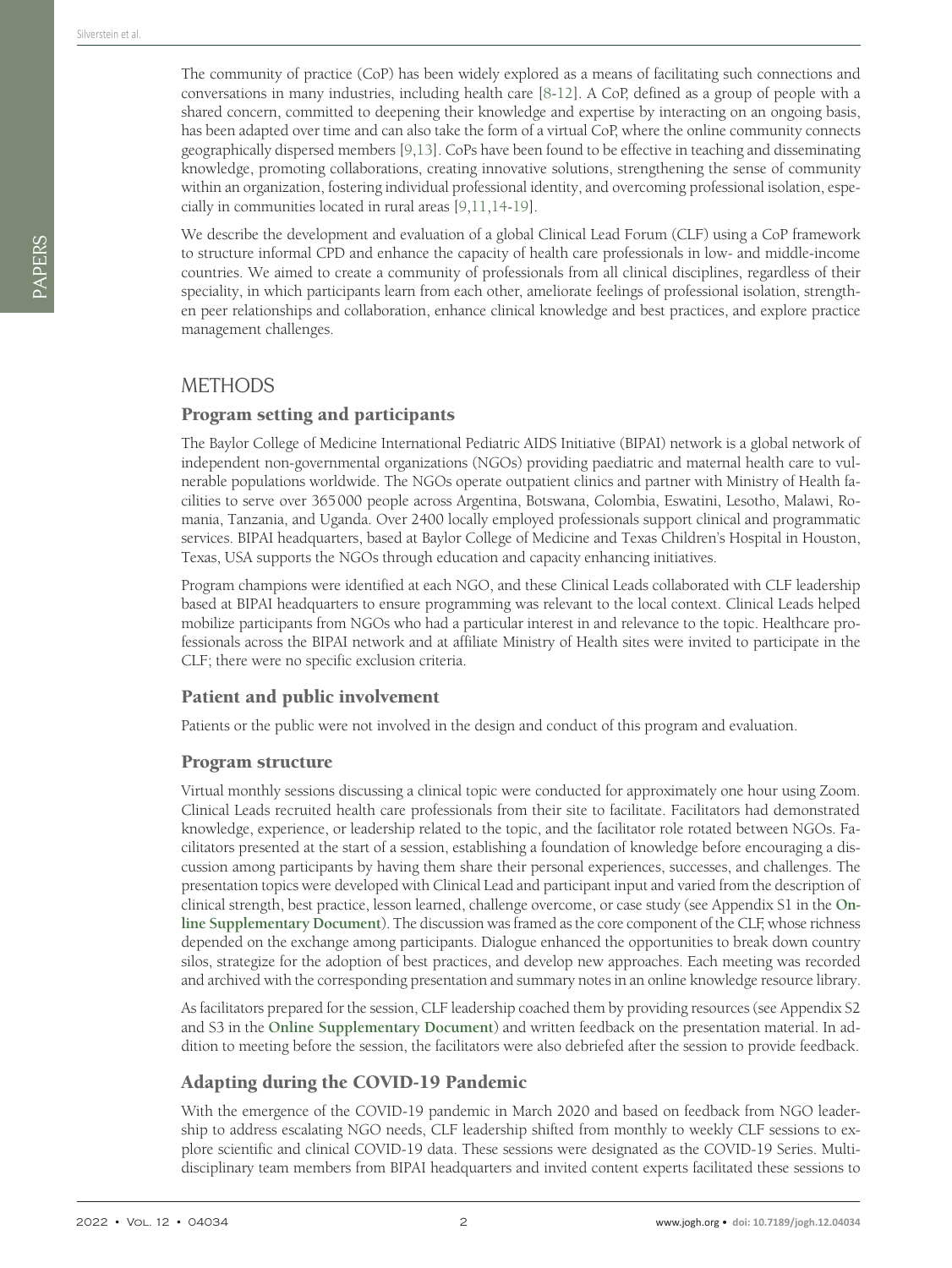The community of practice (CoP) has been widely explored as a means of facilitating such connections and conversations in many industries, including health care [8-12]. A CoP, defined as a group of people with a shared concern, committed to deepening their knowledge and expertise by interacting on an ongoing basis, has been adapted over time and can also take the form of a virtual CoP, where the online community connects geographically dispersed members [9,13]. CoPs have been found to be effective in teaching and disseminating knowledge, promoting collaborations, creating innovative solutions, strengthening the sense of community within an organization, fostering individual professional identity, and overcoming professional isolation, especially in communities located in rural areas [9,11,14-19].

We describe the development and evaluation of a global Clinical Lead Forum (CLF) using a CoP framework to structure informal CPD and enhance the capacity of health care professionals in low- and middle-income countries. We aimed to create a community of professionals from all clinical disciplines, regardless of their speciality, in which participants learn from each other, ameliorate feelings of professional isolation, strengthen peer relationships and collaboration, enhance clinical knowledge and best practices, and explore practice management challenges.

# METHODS

## Program setting and participants

The Baylor College of Medicine International Pediatric AIDS Initiative (BIPAI) network is a global network of independent non-governmental organizations (NGOs) providing paediatric and maternal health care to vulnerable populations worldwide. The NGOs operate outpatient clinics and partner with Ministry of Health facilities to serve over 365 000 people across Argentina, Botswana, Colombia, Eswatini, Lesotho, Malawi, Romania, Tanzania, and Uganda. Over 2400 locally employed professionals support clinical and programmatic services. BIPAI headquarters, based at Baylor College of Medicine and Texas Children's Hospital in Houston, Texas, USA supports the NGOs through education and capacity enhancing initiatives.

Program champions were identified at each NGO, and these Clinical Leads collaborated with CLF leadership based at BIPAI headquarters to ensure programming was relevant to the local context. Clinical Leads helped mobilize participants from NGOs who had a particular interest in and relevance to the topic. Healthcare professionals across the BIPAI network and at affiliate Ministry of Health sites were invited to participate in the CLF; there were no specific exclusion criteria.

## Patient and public involvement

Patients or the public were not involved in the design and conduct of this program and evaluation.

## Program structure

Virtual monthly sessions discussing a clinical topic were conducted for approximately one hour using Zoom. Clinical Leads recruited health care professionals from their site to facilitate. Facilitators had demonstrated knowledge, experience, or leadership related to the topic, and the facilitator role rotated between NGOs. Facilitators presented at the start of a session, establishing a foundation of knowledge before encouraging a discussion among participants by having them share their personal experiences, successes, and challenges. The presentation topics were developed with Clinical Lead and participant input and varied from the description of clinical strength, best practice, lesson learned, challenge overcome, or case study (see Appendix S1 in the **Online Supplementary Document**). The discussion was framed as the core component of the CLF, whose richness depended on the exchange among participants. Dialogue enhanced the opportunities to break down country silos, strategize for the adoption of best practices, and develop new approaches. Each meeting was recorded and archived with the corresponding presentation and summary notes in an online knowledge resource library.

As facilitators prepared for the session, CLF leadership coached them by providing resources (see Appendix S2 and S3 in the **Online Supplementary Document**) and written feedback on the presentation material. In addition to meeting before the session, the facilitators were also debriefed after the session to provide feedback.

## Adapting during the COVID-19 Pandemic

With the emergence of the COVID-19 pandemic in March 2020 and based on feedback from NGO leadership to address escalating NGO needs, CLF leadership shifted from monthly to weekly CLF sessions to explore scientific and clinical COVID-19 data. These sessions were designated as the COVID-19 Series. Multidisciplinary team members from BIPAI headquarters and invited content experts facilitated these sessions to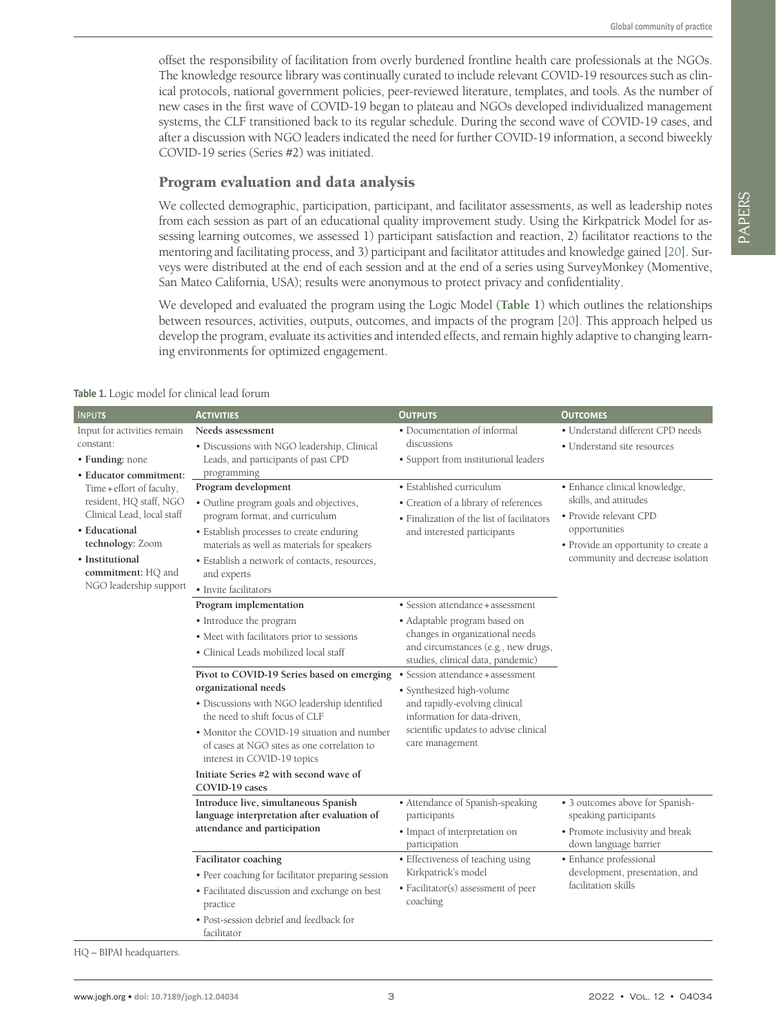offset the responsibility of facilitation from overly burdened frontline health care professionals at the NGOs. The knowledge resource library was continually curated to include relevant COVID-19 resources such as clinical protocols, national government policies, peer-reviewed literature, templates, and tools. As the number of new cases in the first wave of COVID-19 began to plateau and NGOs developed individualized management systems, the CLF transitioned back to its regular schedule. During the second wave of COVID-19 cases, and after a discussion with NGO leaders indicated the need for further COVID-19 information, a second biweekly COVID-19 series (Series #2) was initiated.

## Program evaluation and data analysis

We collected demographic, participation, participant, and facilitator assessments, as well as leadership notes from each session as part of an educational quality improvement study. Using the Kirkpatrick Model for assessing learning outcomes, we assessed 1) participant satisfaction and reaction, 2) facilitator reactions to the mentoring and facilitating process, and 3) participant and facilitator attitudes and knowledge gained [20]. Surveys were distributed at the end of each session and at the end of a series using SurveyMonkey (Momentive, San Mateo California, USA); results were anonymous to protect privacy and confidentiality.

We developed and evaluated the program using the Logic Model (**Table 1**) which outlines the relationships between resources, activities, outputs, outcomes, and impacts of the program [20]. This approach helped us develop the program, evaluate its activities and intended effects, and remain highly adaptive to changing learning environments for optimized engagement.

**Table 1.** Logic model for clinical lead forum

| Inputs | Activities | Outputs | Outcomes |
|---|---|---|---|
| Input for activities remain constant:<br>• **Funding:** none<br>• **Educator commitment:** Time + effort of faculty, resident, HQ staff, NGO Clinical Lead, local staff<br>• **Educational technology:** Zoom<br>• **Institutional commitment:** HQ and NGO leadership support | **Needs assessment**<br>• Discussions with NGO leadership, Clinical Leads, and participants of past CPD programming | • Documentation of informal discussions<br>• Support from institutional leaders | • Understand different CPD needs<br>• Understand site resources |
| | **Program development**<br>• Outline program goals and objectives, program format, and curriculum<br>• Establish processes to create enduring materials as well as materials for speakers<br>• Establish a network of contacts, resources, and experts<br>• Invite facilitators | • Established curriculum<br>• Creation of a library of references<br>• Finalization of the list of facilitators and interested participants | • Enhance clinical knowledge, skills, and attitudes<br>• Provide relevant CPD opportunities<br>• Provide an opportunity to create a community and decrease isolation |
| | **Program implementation**<br>• Introduce the program<br>• Meet with facilitators prior to sessions<br>• Clinical Leads mobilized local staff | • Session attendance + assessment<br>• Adaptable program based on changes in organizational needs and circumstances (e.g., new drugs, studies, clinical data, pandemic) | |
| | **Pivot to COVID-19 Series based on emerging organizational needs**<br>• Discussions with NGO leadership identified the need to shift focus of CLF<br>• Monitor the COVID-19 situation and number of cases at NGO sites as one correlation to interest in COVID-19 topics<br>**Initiate Series #2 with second wave of COVID-19 cases** | • Session attendance + assessment<br>• Synthesized high-volume and rapidly-evolving clinical information for data-driven, scientific updates to advise clinical care management | |
| | **Introduce live, simultaneous Spanish language interpretation after evaluation of attendance and participation** | • Attendance of Spanish-speaking participants<br>• Impact of interpretation on participation | • 3 outcomes above for Spanish-speaking participants<br>• Promote inclusivity and break down language barrier |
| | **Facilitator coaching**<br>• Peer coaching for facilitator preparing session<br>• Facilitated discussion and exchange on best practice<br>• Post-session debrief and feedback for facilitator | • Effectiveness of teaching using Kirkpatrick's model<br>• Facilitator(s) assessment of peer coaching | • Enhance professional development, presentation, and facilitation skills |

HQ – BIPAI headquarters.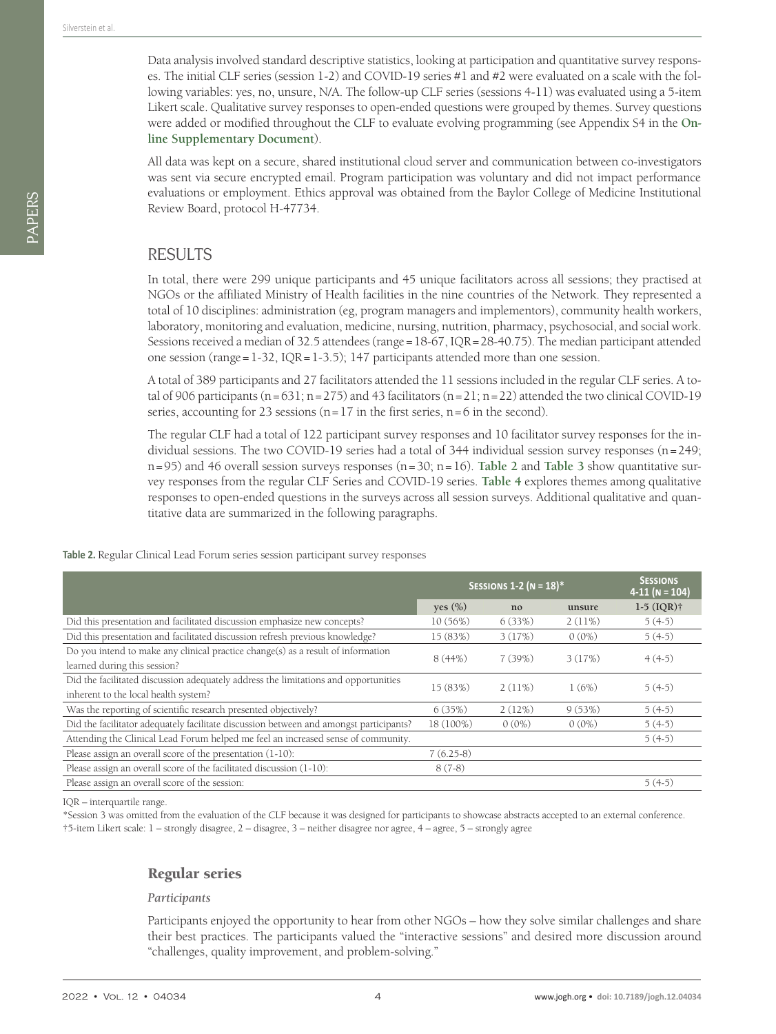Data analysis involved standard descriptive statistics, looking at participation and quantitative survey responses. The initial CLF series (session 1-2) and COVID-19 series #1 and #2 were evaluated on a scale with the following variables: yes, no, unsure, N/A. The follow-up CLF series (sessions 4-11) was evaluated using a 5-item Likert scale. Qualitative survey responses to open-ended questions were grouped by themes. Survey questions were added or modified throughout the CLF to evaluate evolving programming (see Appendix S4 in the **Online Supplementary Document**).

All data was kept on a secure, shared institutional cloud server and communication between co-investigators was sent via secure encrypted email. Program participation was voluntary and did not impact performance evaluations or employment. Ethics approval was obtained from the Baylor College of Medicine Institutional Review Board, protocol H-47734.

## RESULTS

In total, there were 299 unique participants and 45 unique facilitators across all sessions; they practised at NGOs or the affiliated Ministry of Health facilities in the nine countries of the Network. They represented a total of 10 disciplines: administration (eg, program managers and implementors), community health workers, laboratory, monitoring and evaluation, medicine, nursing, nutrition, pharmacy, psychosocial, and social work. Sessions received a median of 32.5 attendees (range = 18-67, IQR = 28-40.75). The median participant attended one session (range = 1-32, IQR = 1-3.5); 147 participants attended more than one session.

A total of 389 participants and 27 facilitators attended the 11 sessions included in the regular CLF series. A total of 906 participants (n = 631; n = 275) and 43 facilitators (n = 21; n = 22) attended the two clinical COVID-19 series, accounting for 23 sessions (n = 17 in the first series, n = 6 in the second).

The regular CLF had a total of 122 participant survey responses and 10 facilitator survey responses for the individual sessions. The two COVID-19 series had a total of 344 individual session survey responses (n = 249; n = 95) and 46 overall session surveys responses (n = 30; n = 16). **Table 2** and **Table 3** show quantitative survey responses from the regular CLF Series and COVID-19 series. **Table 4** explores themes among qualitative responses to open-ended questions in the surveys across all session surveys. Additional qualitative and quantitative data are summarized in the following paragraphs.

**Table 2.** Regular Clinical Lead Forum series session participant survey responses

| | Sessions 1-2 (n = 18)* | | | Sessions 4-11 (n = 104) |
|---|---|---|---|---|
| | yes (%) | no | unsure | 1-5 (IQR)† |
| Did this presentation and facilitated discussion emphasize new concepts? | 10 (56%) | 6 (33%) | 2 (11%) | 5 (4-5) |
| Did this presentation and facilitated discussion refresh previous knowledge? | 15 (83%) | 3 (17%) | 0 (0%) | 5 (4-5) |
| Do you intend to make any clinical practice change(s) as a result of information learned during this session? | 8 (44%) | 7 (39%) | 3 (17%) | 4 (4-5) |
| Did the facilitated discussion adequately address the limitations and opportunities inherent to the local health system? | 15 (83%) | 2 (11%) | 1 (6%) | 5 (4-5) |
| Was the reporting of scientific research presented objectively? | 6 (35%) | 2 (12%) | 9 (53%) | 5 (4-5) |
| Did the facilitator adequately facilitate discussion between and amongst participants? | 18 (100%) | 0 (0%) | 0 (0%) | 5 (4-5) |
| Attending the Clinical Lead Forum helped me feel an increased sense of community. | | | | 5 (4-5) |
| Please assign an overall score of the presentation (1-10): | 7 (6.25-8) | | | |
| Please assign an overall score of the facilitated discussion (1-10): | 8 (7-8) | | | |
| Please assign an overall score of the session: | | | | 5 (4-5) |

IQR – interquartile range.

*Session 3 was omitted from the evaluation of the CLF because it was designed for participants to showcase abstracts accepted to an external conference.

†5-item Likert scale: 1 – strongly disagree, 2 – disagree, 3 – neither disagree nor agree, 4 – agree, 5 – strongly agree

### Regular series

#### *Participants*

Participants enjoyed the opportunity to hear from other NGOs – how they solve similar challenges and share their best practices. The participants valued the "interactive sessions" and desired more discussion around "challenges, quality improvement, and problem-solving."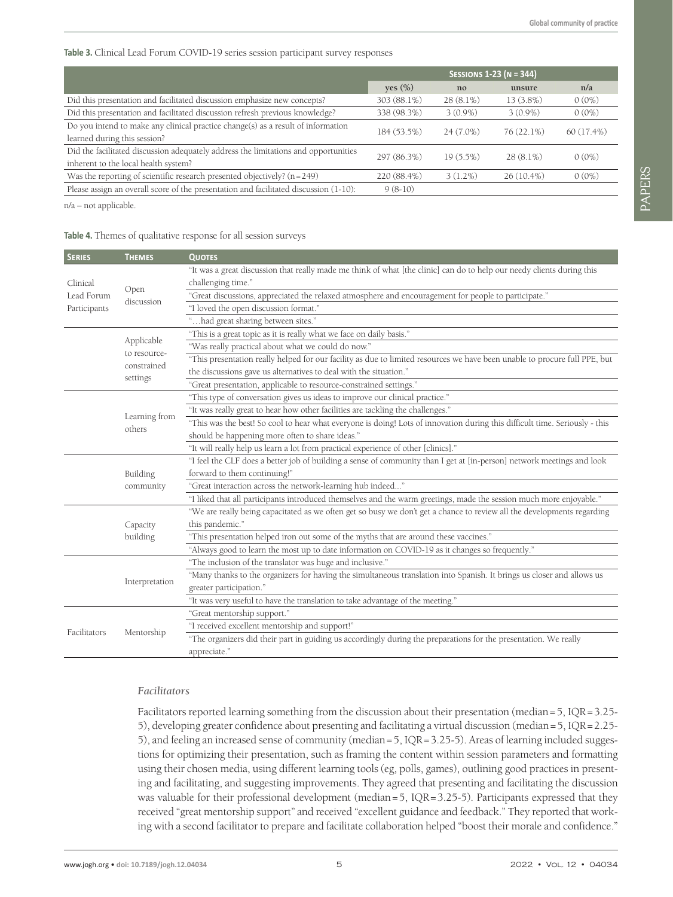**Table 3.** Clinical Lead Forum COVID-19 series session participant survey responses

| | Sessions 1-23 (n = 344) | | | |
|---|---|---|---|---|
| | yes (%) | no | unsure | n/a |
| Did this presentation and facilitated discussion emphasize new concepts? | 303 (88.1%) | 28 (8.1%) | 13 (3.8%) | 0 (0%) |
| Did this presentation and facilitated discussion refresh previous knowledge? | 338 (98.3%) | 3 (0.9%) | 3 (0.9%) | 0 (0%) |
| Do you intend to make any clinical practice change(s) as a result of information learned during this session? | 184 (53.5%) | 24 (7.0%) | 76 (22.1%) | 60 (17.4%) |
| Did the facilitated discussion adequately address the limitations and opportunities inherent to the local health system? | 297 (86.3%) | 19 (5.5%) | 28 (8.1%) | 0 (0%) |
| Was the reporting of scientific research presented objectively? (n = 249) | 220 (88.4%) | 3 (1.2%) | 26 (10.4%) | 0 (0%) |
| Please assign an overall score of the presentation and facilitated discussion (1-10): | 9 (8-10) | | | |

n/a – not applicable.

**Table 4.** Themes of qualitative response for all session surveys

| Series | Themes | Quotes |
|---|---|---|
| Clinical Lead Forum Participants | Open discussion | "It was a great discussion that really made me think of what [the clinic] can do to help our needy clients during this challenging time." |
| | | "Great discussions, appreciated the relaxed atmosphere and encouragement for people to participate." |
| | | "I loved the open discussion format." |
| | | "…had great sharing between sites." |
| | Applicable to resource-constrained settings | "This is a great topic as it is really what we face on daily basis." |
| | | "Was really practical about what we could do now." |
| | | "This presentation really helped for our facility as due to limited resources we have been unable to procure full PPE, but the discussions gave us alternatives to deal with the situation." |
| | | "Great presentation, applicable to resource-constrained settings." |
| | Learning from others | "This type of conversation gives us ideas to improve our clinical practice." |
| | | "It was really great to hear how other facilities are tackling the challenges." |
| | | "This was the best! So cool to hear what everyone is doing! Lots of innovation during this difficult time. Seriously - this should be happening more often to share ideas." |
| | | "It will really help us learn a lot from practical experience of other [clinics]." |
| | Building community | "I feel the CLF does a better job of building a sense of community than I get at [in-person] network meetings and look forward to them continuing!" |
| | | "Great interaction across the network-learning hub indeed..." |
| | | "I liked that all participants introduced themselves and the warm greetings, made the session much more enjoyable." |
| | Capacity building | "We are really being capacitated as we often get so busy we don't get a chance to review all the developments regarding this pandemic." |
| | | "This presentation helped iron out some of the myths that are around these vaccines." |
| | | "Always good to learn the most up to date information on COVID-19 as it changes so frequently." |
| | Interpretation | "The inclusion of the translator was huge and inclusive." |
| | | "Many thanks to the organizers for having the simultaneous translation into Spanish. It brings us closer and allows us greater participation." |
| | | "It was very useful to have the translation to take advantage of the meeting." |
| Facilitators | Mentorship | "Great mentorship support." |
| | | "I received excellent mentorship and support!" |
| | | "The organizers did their part in guiding us accordingly during the preparations for the presentation. We really appreciate." |

### *Facilitators*

Facilitators reported learning something from the discussion about their presentation (median = 5, IQR = 3.25-5), developing greater confidence about presenting and facilitating a virtual discussion (median = 5, IQR = 2.25-5), and feeling an increased sense of community (median = 5, IQR = 3.25-5). Areas of learning included suggestions for optimizing their presentation, such as framing the content within session parameters and formatting using their chosen media, using different learning tools (eg, polls, games), outlining good practices in presenting and facilitating, and suggesting improvements. They agreed that presenting and facilitating the discussion was valuable for their professional development (median = 5, IQR = 3.25-5). Participants expressed that they received "great mentorship support" and received "excellent guidance and feedback." They reported that working with a second facilitator to prepare and facilitate collaboration helped "boost their morale and confidence."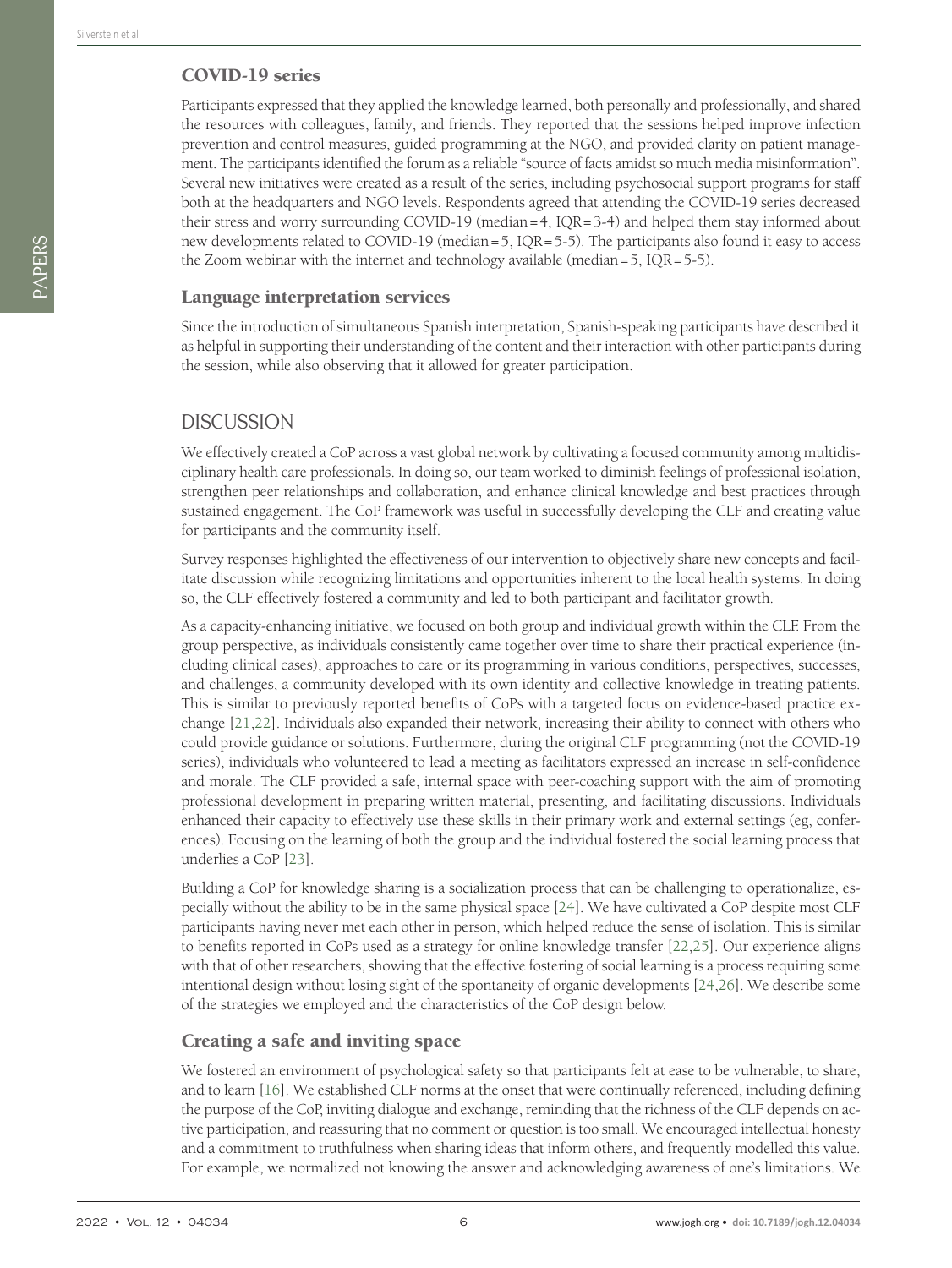### COVID-19 series

Participants expressed that they applied the knowledge learned, both personally and professionally, and shared the resources with colleagues, family, and friends. They reported that the sessions helped improve infection prevention and control measures, guided programming at the NGO, and provided clarity on patient management. The participants identified the forum as a reliable "source of facts amidst so much media misinformation". Several new initiatives were created as a result of the series, including psychosocial support programs for staff both at the headquarters and NGO levels. Respondents agreed that attending the COVID-19 series decreased their stress and worry surrounding COVID-19 (median = 4, IQR = 3-4) and helped them stay informed about new developments related to COVID-19 (median = 5, IQR = 5-5). The participants also found it easy to access the Zoom webinar with the internet and technology available (median = 5, IQR = 5-5).

### Language interpretation services

Since the introduction of simultaneous Spanish interpretation, Spanish-speaking participants have described it as helpful in supporting their understanding of the content and their interaction with other participants during the session, while also observing that it allowed for greater participation.

## DISCUSSION

We effectively created a CoP across a vast global network by cultivating a focused community among multidisciplinary health care professionals. In doing so, our team worked to diminish feelings of professional isolation, strengthen peer relationships and collaboration, and enhance clinical knowledge and best practices through sustained engagement. The CoP framework was useful in successfully developing the CLF and creating value for participants and the community itself.

Survey responses highlighted the effectiveness of our intervention to objectively share new concepts and facilitate discussion while recognizing limitations and opportunities inherent to the local health systems. In doing so, the CLF effectively fostered a community and led to both participant and facilitator growth.

As a capacity-enhancing initiative, we focused on both group and individual growth within the CLF. From the group perspective, as individuals consistently came together over time to share their practical experience (including clinical cases), approaches to care or its programming in various conditions, perspectives, successes, and challenges, a community developed with its own identity and collective knowledge in treating patients. This is similar to previously reported benefits of CoPs with a targeted focus on evidence-based practice exchange [21,22]. Individuals also expanded their network, increasing their ability to connect with others who could provide guidance or solutions. Furthermore, during the original CLF programming (not the COVID-19 series), individuals who volunteered to lead a meeting as facilitators expressed an increase in self-confidence and morale. The CLF provided a safe, internal space with peer-coaching support with the aim of promoting professional development in preparing written material, presenting, and facilitating discussions. Individuals enhanced their capacity to effectively use these skills in their primary work and external settings (eg, conferences). Focusing on the learning of both the group and the individual fostered the social learning process that underlies a CoP [23].

Building a CoP for knowledge sharing is a socialization process that can be challenging to operationalize, especially without the ability to be in the same physical space [24]. We have cultivated a CoP despite most CLF participants having never met each other in person, which helped reduce the sense of isolation. This is similar to benefits reported in CoPs used as a strategy for online knowledge transfer [22,25]. Our experience aligns with that of other researchers, showing that the effective fostering of social learning is a process requiring some intentional design without losing sight of the spontaneity of organic developments [24,26]. We describe some of the strategies we employed and the characteristics of the CoP design below.

### Creating a safe and inviting space

We fostered an environment of psychological safety so that participants felt at ease to be vulnerable, to share, and to learn [16]. We established CLF norms at the onset that were continually referenced, including defining the purpose of the CoP, inviting dialogue and exchange, reminding that the richness of the CLF depends on active participation, and reassuring that no comment or question is too small. We encouraged intellectual honesty and a commitment to truthfulness when sharing ideas that inform others, and frequently modelled this value. For example, we normalized not knowing the answer and acknowledging awareness of one's limitations. We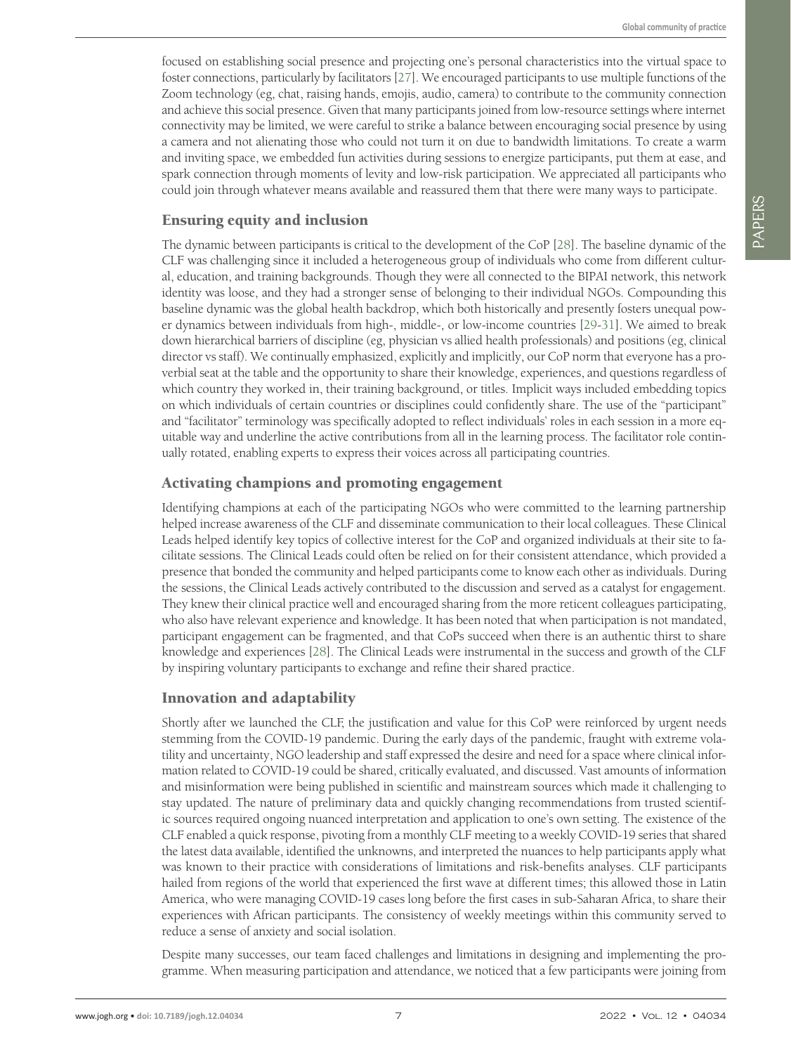focused on establishing social presence and projecting one's personal characteristics into the virtual space to foster connections, particularly by facilitators [27]. We encouraged participants to use multiple functions of the Zoom technology (eg, chat, raising hands, emojis, audio, camera) to contribute to the community connection and achieve this social presence. Given that many participants joined from low-resource settings where internet connectivity may be limited, we were careful to strike a balance between encouraging social presence by using a camera and not alienating those who could not turn it on due to bandwidth limitations. To create a warm and inviting space, we embedded fun activities during sessions to energize participants, put them at ease, and spark connection through moments of levity and low-risk participation. We appreciated all participants who could join through whatever means available and reassured them that there were many ways to participate.

## Ensuring equity and inclusion

The dynamic between participants is critical to the development of the CoP [28]. The baseline dynamic of the CLF was challenging since it included a heterogeneous group of individuals who come from different cultural, education, and training backgrounds. Though they were all connected to the BIPAI network, this network identity was loose, and they had a stronger sense of belonging to their individual NGOs. Compounding this baseline dynamic was the global health backdrop, which both historically and presently fosters unequal power dynamics between individuals from high-, middle-, or low-income countries [29-31]. We aimed to break down hierarchical barriers of discipline (eg, physician vs allied health professionals) and positions (eg, clinical director vs staff). We continually emphasized, explicitly and implicitly, our CoP norm that everyone has a proverbial seat at the table and the opportunity to share their knowledge, experiences, and questions regardless of which country they worked in, their training background, or titles. Implicit ways included embedding topics on which individuals of certain countries or disciplines could confidently share. The use of the "participant" and "facilitator" terminology was specifically adopted to reflect individuals' roles in each session in a more equitable way and underline the active contributions from all in the learning process. The facilitator role continually rotated, enabling experts to express their voices across all participating countries.

## Activating champions and promoting engagement

Identifying champions at each of the participating NGOs who were committed to the learning partnership helped increase awareness of the CLF and disseminate communication to their local colleagues. These Clinical Leads helped identify key topics of collective interest for the CoP and organized individuals at their site to facilitate sessions. The Clinical Leads could often be relied on for their consistent attendance, which provided a presence that bonded the community and helped participants come to know each other as individuals. During the sessions, the Clinical Leads actively contributed to the discussion and served as a catalyst for engagement. They knew their clinical practice well and encouraged sharing from the more reticent colleagues participating, who also have relevant experience and knowledge. It has been noted that when participation is not mandated, participant engagement can be fragmented, and that CoPs succeed when there is an authentic thirst to share knowledge and experiences [28]. The Clinical Leads were instrumental in the success and growth of the CLF by inspiring voluntary participants to exchange and refine their shared practice.

## Innovation and adaptability

Shortly after we launched the CLF, the justification and value for this CoP were reinforced by urgent needs stemming from the COVID-19 pandemic. During the early days of the pandemic, fraught with extreme volatility and uncertainty, NGO leadership and staff expressed the desire and need for a space where clinical information related to COVID-19 could be shared, critically evaluated, and discussed. Vast amounts of information and misinformation were being published in scientific and mainstream sources which made it challenging to stay updated. The nature of preliminary data and quickly changing recommendations from trusted scientific sources required ongoing nuanced interpretation and application to one's own setting. The existence of the CLF enabled a quick response, pivoting from a monthly CLF meeting to a weekly COVID-19 series that shared the latest data available, identified the unknowns, and interpreted the nuances to help participants apply what was known to their practice with considerations of limitations and risk-benefits analyses. CLF participants hailed from regions of the world that experienced the first wave at different times; this allowed those in Latin America, who were managing COVID-19 cases long before the first cases in sub-Saharan Africa, to share their experiences with African participants. The consistency of weekly meetings within this community served to reduce a sense of anxiety and social isolation.

Despite many successes, our team faced challenges and limitations in designing and implementing the programme. When measuring participation and attendance, we noticed that a few participants were joining from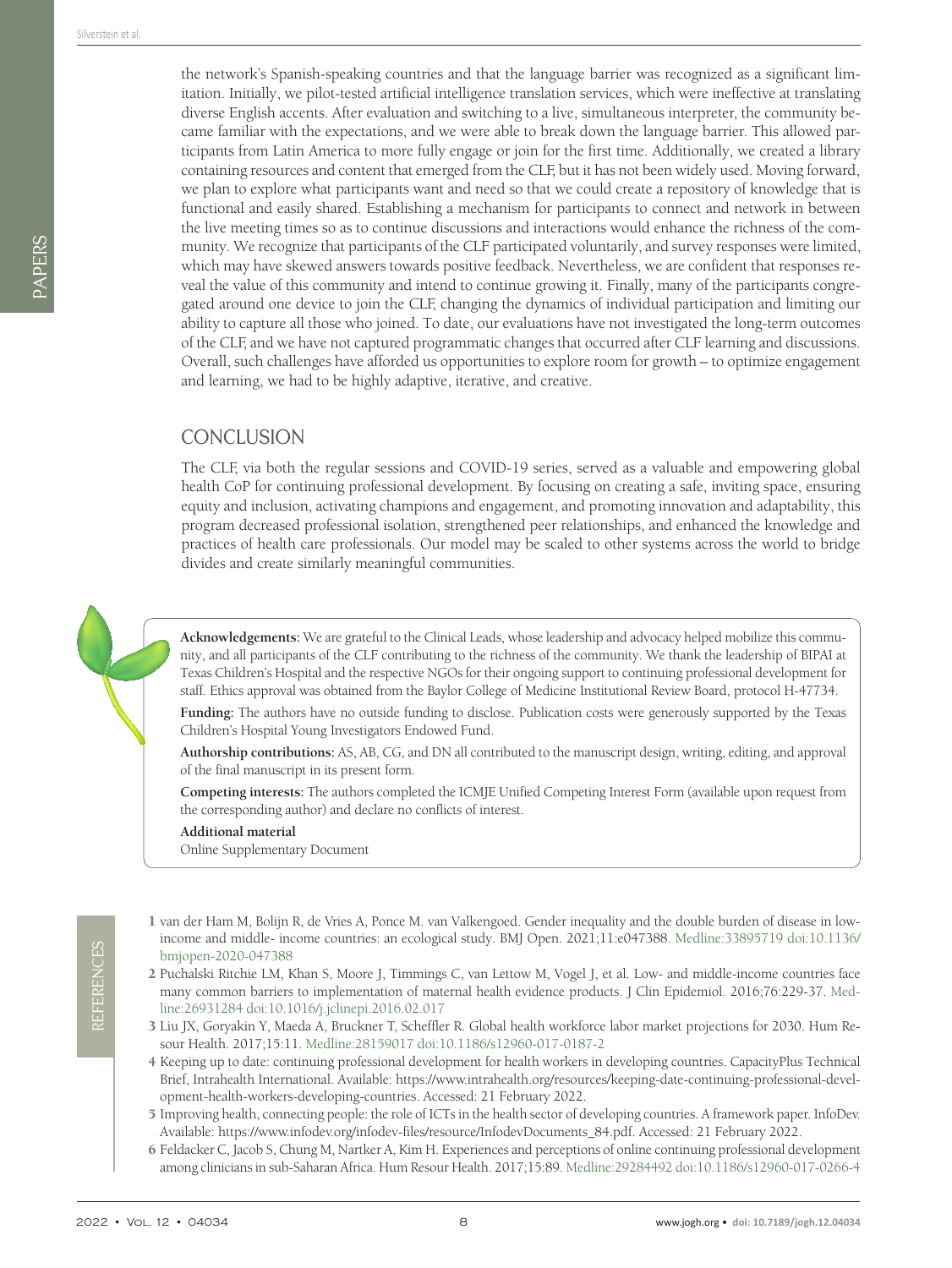the network's Spanish-speaking countries and that the language barrier was recognized as a significant limitation. Initially, we pilot-tested artificial intelligence translation services, which were ineffective at translating diverse English accents. After evaluation and switching to a live, simultaneous interpreter, the community became familiar with the expectations, and we were able to break down the language barrier. This allowed participants from Latin America to more fully engage or join for the first time. Additionally, we created a library containing resources and content that emerged from the CLF, but it has not been widely used. Moving forward, we plan to explore what participants want and need so that we could create a repository of knowledge that is functional and easily shared. Establishing a mechanism for participants to connect and network in between the live meeting times so as to continue discussions and interactions would enhance the richness of the community. We recognize that participants of the CLF participated voluntarily, and survey responses were limited, which may have skewed answers towards positive feedback. Nevertheless, we are confident that responses reveal the value of this community and intend to continue growing it. Finally, many of the participants congregated around one device to join the CLF, changing the dynamics of individual participation and limiting our ability to capture all those who joined. To date, our evaluations have not investigated the long-term outcomes of the CLF, and we have not captured programmatic changes that occurred after CLF learning and discussions. Overall, such challenges have afforded us opportunities to explore room for growth – to optimize engagement and learning, we had to be highly adaptive, iterative, and creative.

## CONCLUSION

The CLF, via both the regular sessions and COVID-19 series, served as a valuable and empowering global health CoP for continuing professional development. By focusing on creating a safe, inviting space, ensuring equity and inclusion, activating champions and engagement, and promoting innovation and adaptability, this program decreased professional isolation, strengthened peer relationships, and enhanced the knowledge and practices of health care professionals. Our model may be scaled to other systems across the world to bridge divides and create similarly meaningful communities.

**Acknowledgements:** We are grateful to the Clinical Leads, whose leadership and advocacy helped mobilize this community, and all participants of the CLF contributing to the richness of the community. We thank the leadership of BIPAI at Texas Children's Hospital and the respective NGOs for their ongoing support to continuing professional development for staff. Ethics approval was obtained from the Baylor College of Medicine Institutional Review Board, protocol H-47734.

**Funding:** The authors have no outside funding to disclose. Publication costs were generously supported by the Texas Children's Hospital Young Investigators Endowed Fund.

**Authorship contributions:** AS, AB, CG, and DN all contributed to the manuscript design, writing, editing, and approval of the final manuscript in its present form.

**Competing interests:** The authors completed the ICMJE Unified Competing Interest Form (available upon request from the corresponding author) and declare no conflicts of interest.

**Additional material**

Online Supplementary Document

## REFERENCES

1 van der Ham M, Bolijn R, de Vries A, Ponce M. van Valkengoed. Gender inequality and the double burden of disease in low-income and middle- income countries: an ecological study. BMJ Open. 2021;11:e047388. Medline:33895719 doi:10.1136/bmjopen-2020-047388

2 Puchalski Ritchie LM, Khan S, Moore J, Timmings C, van Lettow M, Vogel J, et al. Low- and middle-income countries face many common barriers to implementation of maternal health evidence products. J Clin Epidemiol. 2016;76:229-37. Medline:26931284 doi:10.1016/j.jclinepi.2016.02.017

3 Liu JX, Goryakin Y, Maeda A, Bruckner T, Scheffler R. Global health workforce labor market projections for 2030. Hum Resour Health. 2017;15:11. Medline:28159017 doi:10.1186/s12960-017-0187-2

4 Keeping up to date: continuing professional development for health workers in developing countries. CapacityPlus Technical Brief, Intrahealth International. Available: https://www.intrahealth.org/resources/keeping-date-continuing-professional-development-health-workers-developing-countries. Accessed: 21 February 2022.

5 Improving health, connecting people: the role of ICTs in the health sector of developing countries. A framework paper. InfoDev. Available: https://www.infodev.org/infodev-files/resource/InfodevDocuments_84.pdf. Accessed: 21 February 2022.

6 Feldacker C, Jacob S, Chung M, Nartker A, Kim H. Experiences and perceptions of online continuing professional development among clinicians in sub-Saharan Africa. Hum Resour Health. 2017;15:89. Medline:29284492 doi:10.1186/s12960-017-0266-4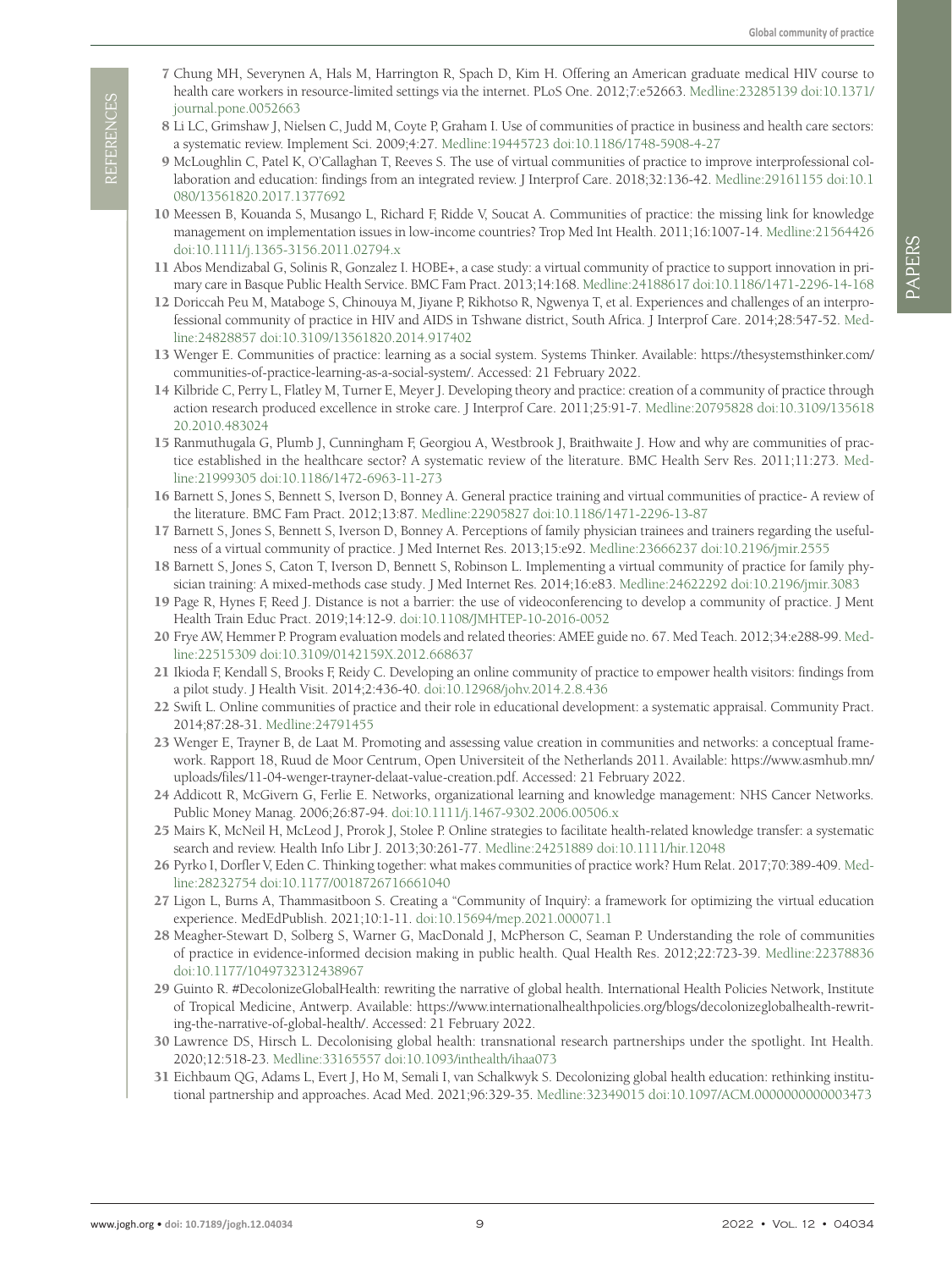7 Chung MH, Severynen A, Hals M, Harrington R, Spach D, Kim H. Offering an American graduate medical HIV course to health care workers in resource-limited settings via the internet. PLoS One. 2012;7:e52663. Medline:23285139 doi:10.1371/journal.pone.0052663

8 Li LC, Grimshaw J, Nielsen C, Judd M, Coyte P, Graham I. Use of communities of practice in business and health care sectors: a systematic review. Implement Sci. 2009;4:27. Medline:19445723 doi:10.1186/1748-5908-4-27

9 McLoughlin C, Patel K, O'Callaghan T, Reeves S. The use of virtual communities of practice to improve interprofessional collaboration and education: findings from an integrated review. J Interprof Care. 2018;32:136-42. Medline:29161155 doi:10.1080/13561820.2017.1377692

10 Meessen B, Kouanda S, Musango L, Richard F, Ridde V, Soucat A. Communities of practice: the missing link for knowledge management on implementation issues in low-income countries? Trop Med Int Health. 2011;16:1007-14. Medline:21564426 doi:10.1111/j.1365-3156.2011.02794.x

11 Abos Mendizabal G, Solinis R, Gonzalez I. HOBE+, a case study: a virtual community of practice to support innovation in primary care in Basque Public Health Service. BMC Fam Pract. 2013;14:168. Medline:24188617 doi:10.1186/1471-2296-14-168

12 Doriccah Peu M, Mataboge S, Chinouya M, Jiyane P, Rikhotso R, Ngwenya T, et al. Experiences and challenges of an interprofessional community of practice in HIV and AIDS in Tshwane district, South Africa. J Interprof Care. 2014;28:547-52. Medline:24828857 doi:10.3109/13561820.2014.917402

13 Wenger E. Communities of practice: learning as a social system. Systems Thinker. Available: https://thesystemsthinker.com/communities-of-practice-learning-as-a-social-system/. Accessed: 21 February 2022.

14 Kilbride C, Perry L, Flatley M, Turner E, Meyer J. Developing theory and practice: creation of a community of practice through action research produced excellence in stroke care. J Interprof Care. 2011;25:91-7. Medline:20795828 doi:10.3109/13561820.2010.483024

15 Ranmuthugala G, Plumb J, Cunningham F, Georgiou A, Westbrook J, Braithwaite J. How and why are communities of practice established in the healthcare sector? A systematic review of the literature. BMC Health Serv Res. 2011;11:273. Medline:21999305 doi:10.1186/1472-6963-11-273

16 Barnett S, Jones S, Bennett S, Iverson D, Bonney A. General practice training and virtual communities of practice- A review of the literature. BMC Fam Pract. 2012;13:87. Medline:22905827 doi:10.1186/1471-2296-13-87

17 Barnett S, Jones S, Bennett S, Iverson D, Bonney A. Perceptions of family physician trainees and trainers regarding the usefulness of a virtual community of practice. J Med Internet Res. 2013;15:e92. Medline:23666237 doi:10.2196/jmir.2555

18 Barnett S, Jones S, Caton T, Iverson D, Bennett S, Robinson L. Implementing a virtual community of practice for family physician training: A mixed-methods case study. J Med Internet Res. 2014;16:e83. Medline:24622292 doi:10.2196/jmir.3083

19 Page R, Hynes F, Reed J. Distance is not a barrier: the use of videoconferencing to develop a community of practice. J Ment Health Train Educ Pract. 2019;14:12-9. doi:10.1108/JMHTEP-10-2016-0052

20 Frye AW, Hemmer P. Program evaluation models and related theories: AMEE guide no. 67. Med Teach. 2012;34:e288-99. Medline:22515309 doi:10.3109/0142159X.2012.668637

21 Ikioda F, Kendall S, Brooks F, Reidy C. Developing an online community of practice to empower health visitors: findings from a pilot study. J Health Visit. 2014;2:436-40. doi:10.12968/johv.2014.2.8.436

22 Swift L. Online communities of practice and their role in educational development: a systematic appraisal. Community Pract. 2014;87:28-31. Medline:24791455

23 Wenger E, Trayner B, de Laat M. Promoting and assessing value creation in communities and networks: a conceptual framework. Rapport 18, Ruud de Moor Centrum, Open Universiteit of the Netherlands 2011. Available: https://www.asmhub.mn/uploads/files/11-04-wenger-trayner-delaat-value-creation.pdf. Accessed: 21 February 2022.

24 Addicott R, McGivern G, Ferlie E. Networks, organizational learning and knowledge management: NHS Cancer Networks. Public Money Manag. 2006;26:87-94. doi:10.1111/j.1467-9302.2006.00506.x

25 Mairs K, McNeil H, McLeod J, Prorok J, Stolee P. Online strategies to facilitate health-related knowledge transfer: a systematic search and review. Health Info Libr J. 2013;30:261-77. Medline:24251889 doi:10.1111/hir.12048

26 Pyrko I, Dorfler V, Eden C. Thinking together: what makes communities of practice work? Hum Relat. 2017;70:389-409. Medline:28232754 doi:10.1177/0018726716661040

27 Ligon L, Burns A, Thammasitboon S. Creating a "Community of Inquiry": a framework for optimizing the virtual education experience. MedEdPublish. 2021;10:1-11. doi:10.15694/mep.2021.000071.1

28 Meagher-Stewart D, Solberg S, Warner G, MacDonald J, McPherson C, Seaman P. Understanding the role of communities of practice in evidence-informed decision making in public health. Qual Health Res. 2012;22:723-39. Medline:22378836 doi:10.1177/1049732312438967

29 Guinto R. #DecolonizeGlobalHealth: rewriting the narrative of global health. International Health Policies Network, Institute of Tropical Medicine, Antwerp. Available: https://www.internationalhealthpolicies.org/blogs/decolonizeglobalhealth-rewriting-the-narrative-of-global-health/. Accessed: 21 February 2022.

30 Lawrence DS, Hirsch L. Decolonising global health: transnational research partnerships under the spotlight. Int Health. 2020;12:518-23. Medline:33165557 doi:10.1093/inthealth/ihaa073

31 Eichbaum QG, Adams L, Evert J, Ho M, Semali I, van Schalkwyk S. Decolonizing global health education: rethinking institutional partnership and approaches. Acad Med. 2021;96:329-35. Medline:32349015 doi:10.1097/ACM.0000000000003473